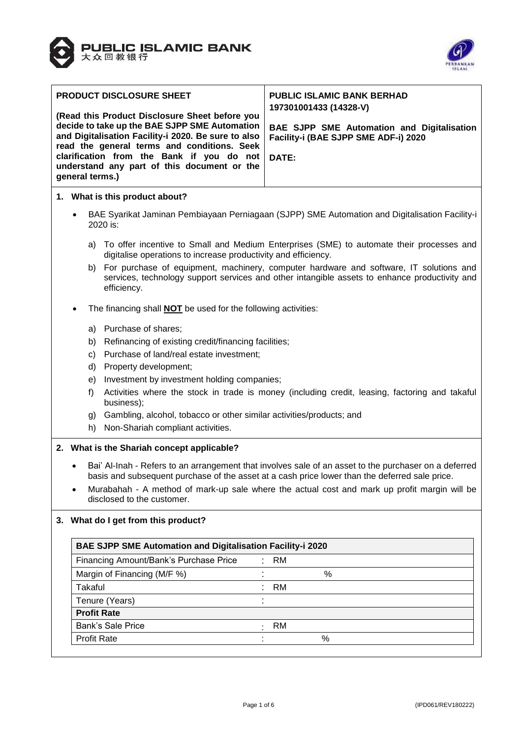PUBLIC ISLAMIC BANK
大众回教银行

| PRODUCT DISCLOSURE SHEET | PUBLIC ISLAMIC BANK BERHAD 197301001433 (14328-V) |
|---|---|
| **(Read this Product Disclosure Sheet before you decide to take up the BAE SJPP SME Automation and Digitalisation Facility-i 2020. Be sure to also read the general terms and conditions. Seek clarification from the Bank if you do not understand any part of this document or the general terms.)** | **BAE SJPP SME Automation and Digitalisation Facility-i (BAE SJPP SME ADF-i) 2020** <br><br> **DATE:** |

## 1. What is this product about?

- BAE Syarikat Jaminan Pembiayaan Perniagaan (SJPP) SME Automation and Digitalisation Facility-i 2020 is:

  a) To offer incentive to Small and Medium Enterprises (SME) to automate their processes and digitalise operations to increase productivity and efficiency.

  b) For purchase of equipment, machinery, computer hardware and software, IT solutions and services, technology support services and other intangible assets to enhance productivity and efficiency.

- The financing shall **NOT** be used for the following activities:

  a) Purchase of shares;
  b) Refinancing of existing credit/financing facilities;
  c) Purchase of land/real estate investment;
  d) Property development;
  e) Investment by investment holding companies;
  f) Activities where the stock in trade is money (including credit, leasing, factoring and takaful business);
  g) Gambling, alcohol, tobacco or other similar activities/products; and
  h) Non-Shariah compliant activities.

## 2. What is the Shariah concept applicable?

- Bai' Al-Inah - Refers to an arrangement that involves sale of an asset to the purchaser on a deferred basis and subsequent purchase of the asset at a cash price lower than the deferred sale price.
- Murabahah - A method of mark-up sale where the actual cost and mark up profit margin will be disclosed to the customer.

## 3. What do I get from this product?

| **BAE SJPP SME Automation and Digitalisation Facility-i 2020** | |
|---|---|
| Financing Amount/Bank's Purchase Price | : RM |
| Margin of Financing (M/F %) | : % |
| Takaful | : RM |
| Tenure (Years) | : |
| **Profit Rate** | |
| Bank's Sale Price | : RM |
| Profit Rate | : % |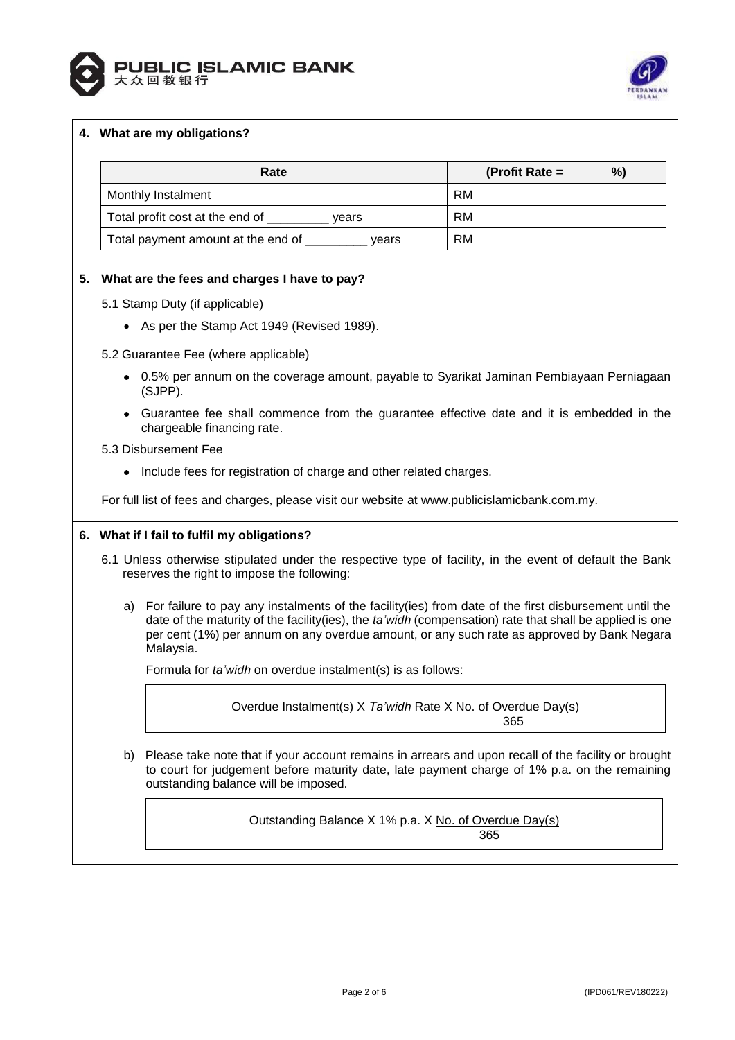## 4. What are my obligations?

| Rate | (Profit Rate =  %) |
|---|---|
| Monthly Instalment | RM |
| Total profit cost at the end of _________ years | RM |
| Total payment amount at the end of _________ years | RM |

## 5. What are the fees and charges I have to pay?

5.1 Stamp Duty (if applicable)

- As per the Stamp Act 1949 (Revised 1989).

5.2 Guarantee Fee (where applicable)

- 0.5% per annum on the coverage amount, payable to Syarikat Jaminan Pembiayaan Perniagaan (SJPP).
- Guarantee fee shall commence from the guarantee effective date and it is embedded in the chargeable financing rate.

5.3 Disbursement Fee

- Include fees for registration of charge and other related charges.

For full list of fees and charges, please visit our website at www.publicislamicbank.com.my.

## 6. What if I fail to fulfil my obligations?

6.1 Unless otherwise stipulated under the respective type of facility, in the event of default the Bank reserves the right to impose the following:

a) For failure to pay any instalments of the facility(ies) from date of the first disbursement until the date of the maturity of the facility(ies), the *ta'widh* (compensation) rate that shall be applied is one per cent (1%) per annum on any overdue amount, or any such rate as approved by Bank Negara Malaysia.

Formula for *ta'widh* on overdue instalment(s) is as follows:

$$\text{Overdue Instalment(s)} \times \textit{Ta'widh} \text{ Rate} \times \frac{\text{No. of Overdue Day(s)}}{365}$$

b) Please take note that if your account remains in arrears and upon recall of the facility or brought to court for judgement before maturity date, late payment charge of 1% p.a. on the remaining outstanding balance will be imposed.

$$\text{Outstanding Balance} \times 1\% \text{ p.a.} \times \frac{\text{No. of Overdue Day(s)}}{365}$$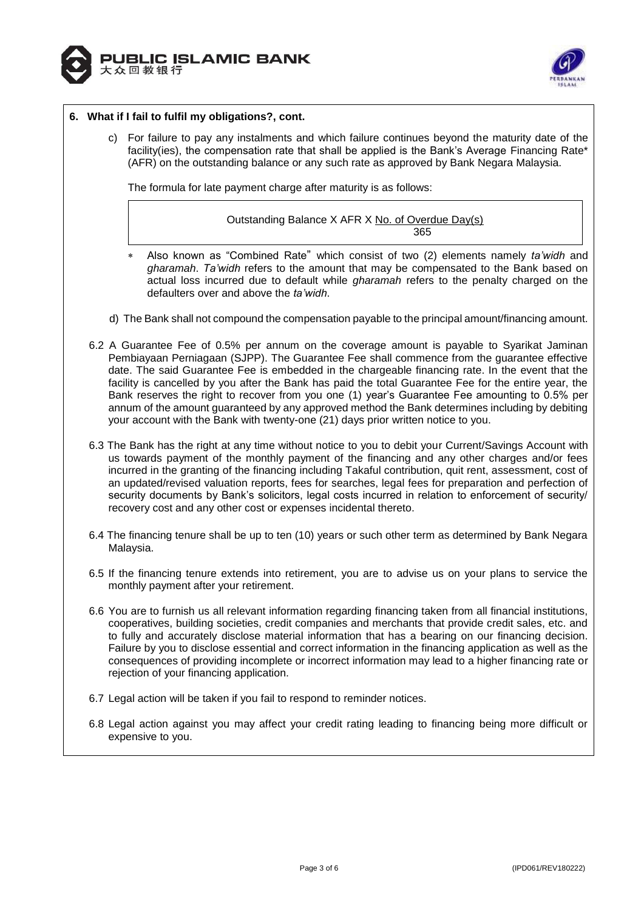## 6. What if I fail to fulfil my obligations?, cont.

c) For failure to pay any instalments and which failure continues beyond the maturity date of the facility(ies), the compensation rate that shall be applied is the Bank's Average Financing Rate* (AFR) on the outstanding balance or any such rate as approved by Bank Negara Malaysia.

The formula for late payment charge after maturity is as follows:

$$\text{Outstanding Balance} \times \text{AFR} \times \frac{\text{No. of Overdue Day(s)}}{365}$$

- * Also known as "Combined Rate" which consist of two (2) elements namely *ta'widh* and *gharamah*. *Ta'widh* refers to the amount that may be compensated to the Bank based on actual loss incurred due to default while *gharamah* refers to the penalty charged on the defaulters over and above the *ta'widh*.

d) The Bank shall not compound the compensation payable to the principal amount/financing amount.

6.2 A Guarantee Fee of 0.5% per annum on the coverage amount is payable to Syarikat Jaminan Pembiayaan Perniagaan (SJPP). The Guarantee Fee shall commence from the guarantee effective date. The said Guarantee Fee is embedded in the chargeable financing rate. In the event that the facility is cancelled by you after the Bank has paid the total Guarantee Fee for the entire year, the Bank reserves the right to recover from you one (1) year's Guarantee Fee amounting to 0.5% per annum of the amount guaranteed by any approved method the Bank determines including by debiting your account with the Bank with twenty-one (21) days prior written notice to you.

6.3 The Bank has the right at any time without notice to you to debit your Current/Savings Account with us towards payment of the monthly payment of the financing and any other charges and/or fees incurred in the granting of the financing including Takaful contribution, quit rent, assessment, cost of an updated/revised valuation reports, fees for searches, legal fees for preparation and perfection of security documents by Bank's solicitors, legal costs incurred in relation to enforcement of security/ recovery cost and any other cost or expenses incidental thereto.

6.4 The financing tenure shall be up to ten (10) years or such other term as determined by Bank Negara Malaysia.

6.5 If the financing tenure extends into retirement, you are to advise us on your plans to service the monthly payment after your retirement.

6.6 You are to furnish us all relevant information regarding financing taken from all financial institutions, cooperatives, building societies, credit companies and merchants that provide credit sales, etc. and to fully and accurately disclose material information that has a bearing on our financing decision. Failure by you to disclose essential and correct information in the financing application as well as the consequences of providing incomplete or incorrect information may lead to a higher financing rate or rejection of your financing application.

6.7 Legal action will be taken if you fail to respond to reminder notices.

6.8 Legal action against you may affect your credit rating leading to financing being more difficult or expensive to you.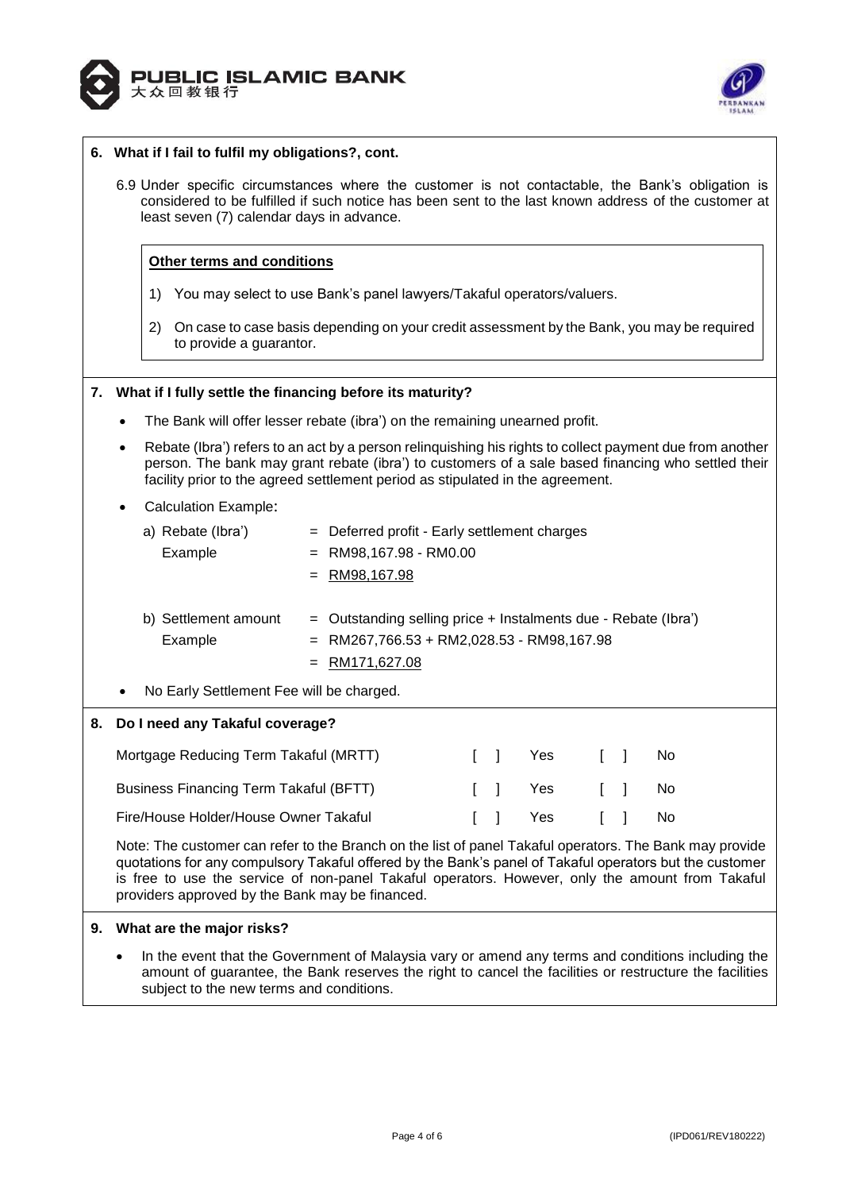## 6. What if I fail to fulfil my obligations?, cont.

6.9 Under specific circumstances where the customer is not contactable, the Bank's obligation is considered to be fulfilled if such notice has been sent to the last known address of the customer at least seven (7) calendar days in advance.

**Other terms and conditions**

1) You may select to use Bank's panel lawyers/Takaful operators/valuers.

2) On case to case basis depending on your credit assessment by the Bank, you may be required to provide a guarantor.

## 7. What if I fully settle the financing before its maturity?

- The Bank will offer lesser rebate (ibra') on the remaining unearned profit.
- Rebate (Ibra') refers to an act by a person relinquishing his rights to collect payment due from another person. The bank may grant rebate (ibra') to customers of a sale based financing who settled their facility prior to the agreed settlement period as stipulated in the agreement.
- Calculation Example:

| | |
|---|---|
| a) Rebate (Ibra') | = Deferred profit - Early settlement charges |
| Example | = RM98,167.98 - RM0.00 |
| | = RM98,167.98 |
| b) Settlement amount | = Outstanding selling price + Instalments due - Rebate (Ibra') |
| Example | = RM267,766.53 + RM2,028.53 - RM98,167.98 |
| | = RM171,627.08 |

- No Early Settlement Fee will be charged.

## 8. Do I need any Takaful coverage?

| | | | | |
|---|---|---|---|---|
| Mortgage Reducing Term Takaful (MRTT) | [ ] | Yes | [ ] | No |
| Business Financing Term Takaful (BFTT) | [ ] | Yes | [ ] | No |
| Fire/House Holder/House Owner Takaful | [ ] | Yes | [ ] | No |

Note: The customer can refer to the Branch on the list of panel Takaful operators. The Bank may provide quotations for any compulsory Takaful offered by the Bank's panel of Takaful operators but the customer is free to use the service of non-panel Takaful operators. However, only the amount from Takaful providers approved by the Bank may be financed.

## 9. What are the major risks?

- In the event that the Government of Malaysia vary or amend any terms and conditions including the amount of guarantee, the Bank reserves the right to cancel the facilities or restructure the facilities subject to the new terms and conditions.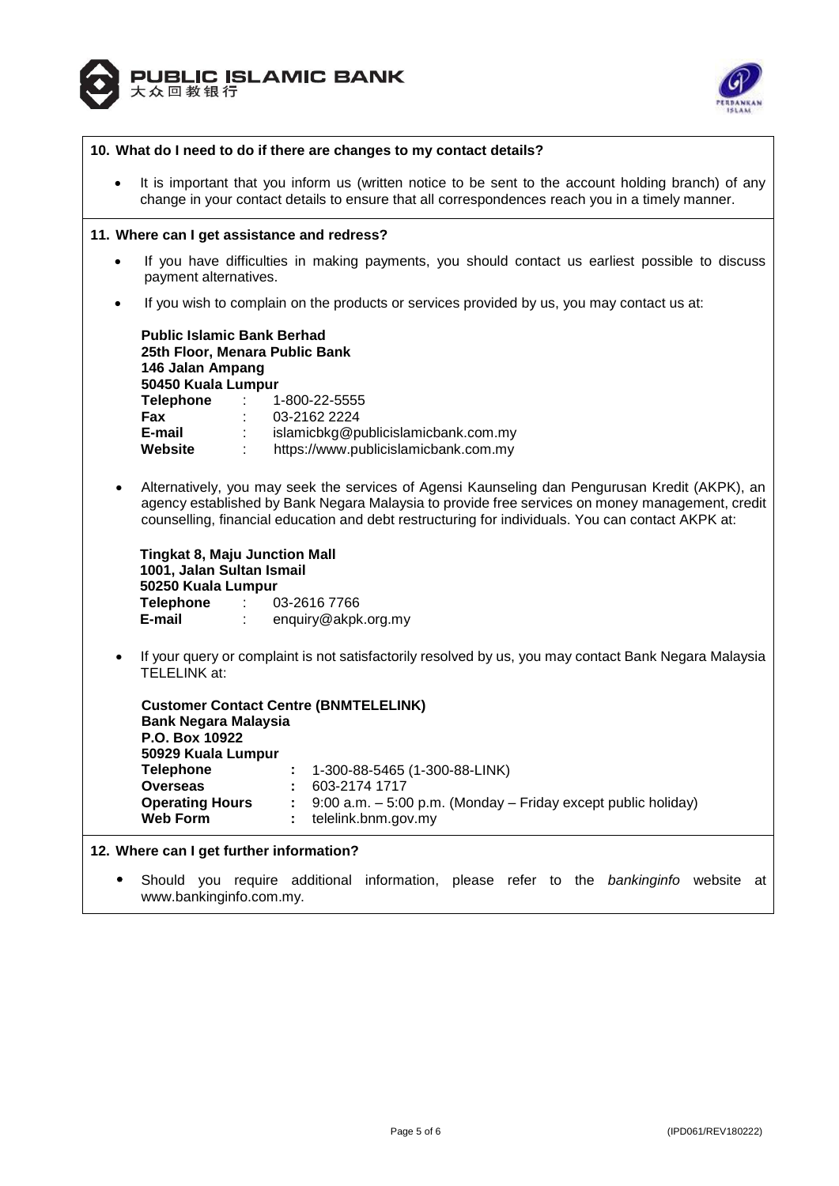### 10. What do I need to do if there are changes to my contact details?

- It is important that you inform us (written notice to be sent to the account holding branch) of any change in your contact details to ensure that all correspondences reach you in a timely manner.

### 11. Where can I get assistance and redress?

- If you have difficulties in making payments, you should contact us earliest possible to discuss payment alternatives.
- If you wish to complain on the products or services provided by us, you may contact us at:

  **Public Islamic Bank Berhad**
  **25th Floor, Menara Public Bank**
  **146 Jalan Ampang**
  **50450 Kuala Lumpur**
  **Telephone** : 1-800-22-5555
  **Fax** : 03-2162 2224
  **E-mail** : islamicbkg@publicislamicbank.com.my
  **Website** : https://www.publicislamicbank.com.my

- Alternatively, you may seek the services of Agensi Kaunseling dan Pengurusan Kredit (AKPK), an agency established by Bank Negara Malaysia to provide free services on money management, credit counselling, financial education and debt restructuring for individuals. You can contact AKPK at:

  **Tingkat 8, Maju Junction Mall**
  **1001, Jalan Sultan Ismail**
  **50250 Kuala Lumpur**
  **Telephone** : 03-2616 7766
  **E-mail** : enquiry@akpk.org.my

- If your query or complaint is not satisfactorily resolved by us, you may contact Bank Negara Malaysia TELELINK at:

  **Customer Contact Centre (BNMTELELINK)**
  **Bank Negara Malaysia**
  **P.O. Box 10922**
  **50929 Kuala Lumpur**
  **Telephone** : 1-300-88-5465 (1-300-88-LINK)
  **Overseas** : 603-2174 1717
  **Operating Hours** : 9:00 a.m. – 5:00 p.m. (Monday – Friday except public holiday)
  **Web Form** : telelink.bnm.gov.my

### 12. Where can I get further information?

- Should you require additional information, please refer to the *bankinginfo* website at www.bankinginfo.com.my.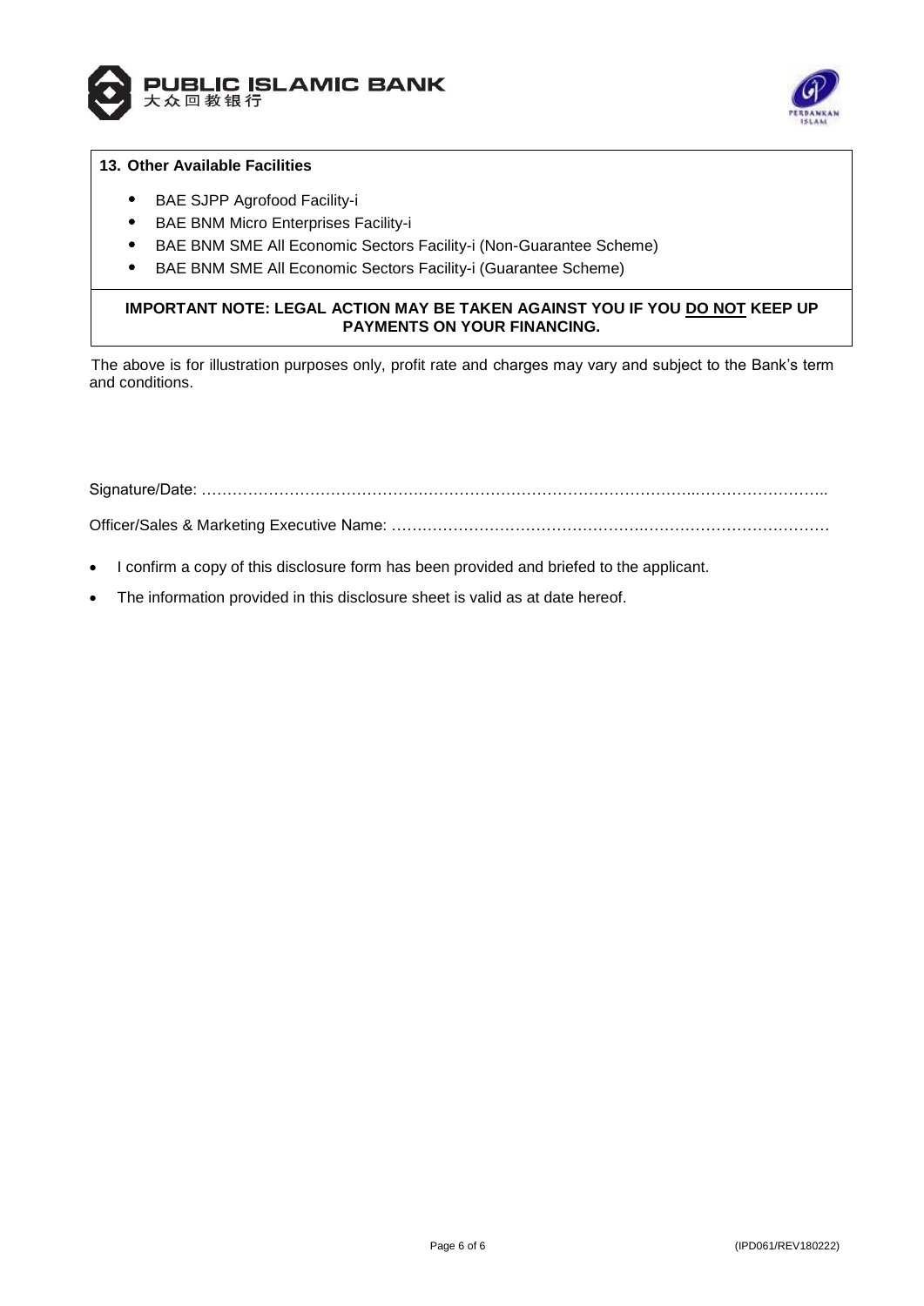**13. Other Available Facilities**

- BAE SJPP Agrofood Facility-i
- BAE BNM Micro Enterprises Facility-i
- BAE BNM SME All Economic Sectors Facility-i (Non-Guarantee Scheme)
- BAE BNM SME All Economic Sectors Facility-i (Guarantee Scheme)

**IMPORTANT NOTE: LEGAL ACTION MAY BE TAKEN AGAINST YOU IF YOU DO NOT KEEP UP PAYMENTS ON YOUR FINANCING.**

The above is for illustration purposes only, profit rate and charges may vary and subject to the Bank's term and conditions.

Signature/Date: ……………………………………………………………………………………………………..

Officer/Sales & Marketing Executive Name: ……………………………………………………………………………

- I confirm a copy of this disclosure form has been provided and briefed to the applicant.
- The information provided in this disclosure sheet is valid as at date hereof.